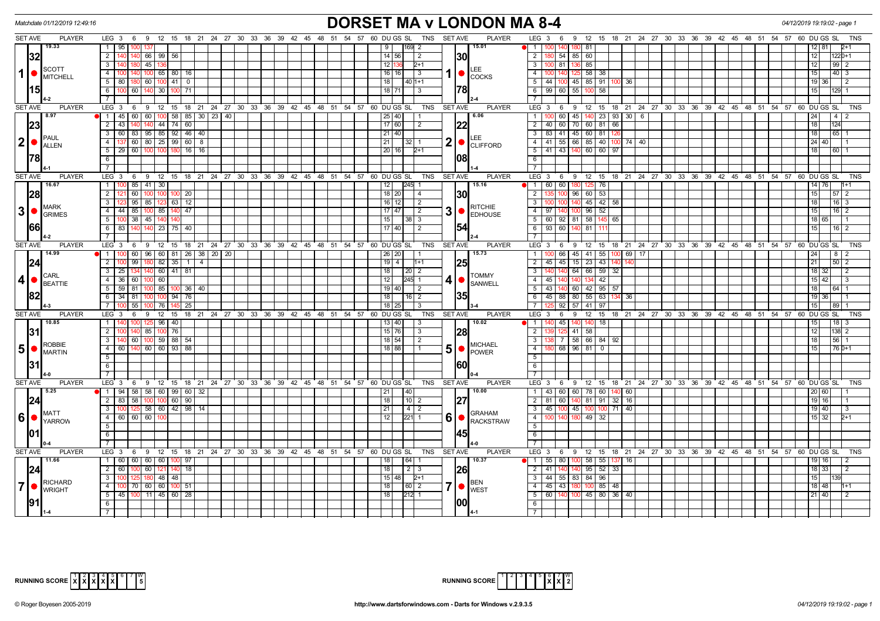Matchdate 01/12/2019 12:49:16

# DORSET MA v LONDON MA 8-4

04/12/2019 19:19:02 - page 1

| SET AVE | PLAYER | LEG | Scores | DU | GS | SL | TNS | SET AVE | PLAYER | LEG | Scores | DU | GS | SL | TNS |
|---|---|---|---|---|---|---|---|---|---|---|---|---|---|---|---|
| 19.33 | 1 SCOTT MITCHELL | 1 | 95 100 137 | 9 | | 169 | 2 | 15.01 | 1 LEE COCKS | 1 | 100 140 180 81 | 12 | 81 | | 2+1 |
| 32 | | 2 | 140 140 66 99 56 | 14 | 56 | | 2 | 30 | | 2 | 180 54 85 60 | 12 | | 122 | 0+1 |
| | | 3 | 140 180 45 136 | 12 | 136 | | 2+1 | | | 3 | 100 81 136 85 | 12 | | 99 | 2 |
| | | 4 | 100 140 100 65 80 16 | 16 | 16 | | 3 | | | 4 | 100 140 125 58 38 | 15 | | 40 | 3 |
| 15 | | 5 | 80 180 60 100 41 0 | 18 | | 40 | 1+1 | 78 | | 5 | 44 100 45 85 91 100 36 | 19 | 36 | | 2 |
| 4-2 | | 6 | 100 60 140 30 100 71 | 18 | 71 | | 3 | 2-4 | | 6 | 99 60 55 100 58 | 15 | | 129 | 1 |
| 8.97 | 2 PAUL ALLEN | 1 | 45 60 60 100 58 85 30 23 40 | 25 | 40 | | 1 | 6.06 | 2 LEE CLIFFORD | 1 | 100 60 45 140 23 93 30 6 | 24 | | 4 | 2 |
| 23 | | 2 | 43 140 140 44 74 60 | 17 | 60 | | 2 | 22 | | 2 | 40 60 70 60 81 66 | 18 | | 124 | |
| | | 3 | 60 83 95 85 92 46 40 | 21 | 40 | | | | | 3 | 83 41 45 60 81 126 | 18 | | 65 | 1 |
| | | 4 | 137 60 80 25 99 60 8 | 21 | | 32 | 1 | | | 4 | 41 55 66 85 40 100 74 40 | 24 | 40 | | 1 |
| 78 | | 5 | 29 60 100 100 180 16 16 | 20 | 16 | | 2+1 | 08 | | 5 | 41 43 140 60 60 97 | 18 | | 60 | 1 |
| 4-1 | | | | | | | | 1-4 | | | | | | | |
| 16.67 | 3 MARK GRIMES | 1 | 100 85 41 30 | 12 | | 245 | 1 | 15.16 | 3 RITCHIE EDHOUSE | 1 | 60 60 180 125 76 | 14 | 76 | | 1+1 |
| 28 | | 2 | 121 60 100 100 100 20 | 18 | 20 | | 4 | 30 | | 2 | 135 100 96 60 53 | 15 | | 57 | 2 |
| | | 3 | 123 95 85 123 63 12 | 16 | 12 | | 2 | | | 3 | 100 100 140 45 42 58 | 18 | | 16 | 3 |
| | | 4 | 44 85 100 85 140 47 | 17 | 47 | | 2 | | | 4 | 97 140 100 96 52 | 15 | | 16 | 2 |
| | | 5 | 100 38 45 140 140 | 15 | | 38 | 3 | | | 5 | 60 92 81 58 145 65 | 18 | 65 | | 1 |
| 66 | | 6 | 83 140 140 23 75 40 | 17 | 40 | | 2 | 54 | | 6 | 93 60 140 81 111 | 15 | | 16 | 2 |
| 4-2 | | | | | | | | 2-4 | | | | | | | |
| 14.99 | 4 CARL BEATTIE | 1 | 100 60 96 60 81 26 38 20 20 | 26 | 20 | | 1 | 15.73 | 4 TOMMY SANWELL | 1 | 100 66 45 41 55 100 69 17 | 24 | | 8 | 2 |
| 24 | | 2 | 100 99 180 82 35 1 4 | 19 | 4 | | 1+1 | 25 | | 2 | 45 45 15 23 43 140 140 | 21 | | 50 | 2 |
| | | 3 | 25 134 140 60 41 81 | 18 | | 20 | 2 | | | 3 | 140 140 64 66 59 32 | 18 | 32 | | 2 |
| | | 4 | 36 60 100 60 | 12 | | 245 | 1 | | | 4 | 45 140 140 134 42 | 15 | 42 | | 3 |
| | | 5 | 59 81 100 85 100 36 40 | 19 | 40 | | 2 | | | 5 | 43 140 60 42 95 57 | 18 | | 64 | 1 |
| 82 | | 6 | 34 81 100 100 94 76 | 18 | | 16 | 2 | 35 | | 6 | 45 88 80 55 63 134 36 | 19 | 36 | | 1 |
| 4-3 | | 7 | 100 55 100 76 145 25 | 18 | 25 | | 3 | 3-4 | | 7 | 125 92 57 41 97 | 15 | | 89 | 1 |
| 10.85 | 5 ROBBIE MARTIN | 1 | 140 100 125 96 40 | 13 | 40 | | 3 | 10.02 | 5 MICHAEL POWER | 1 | 140 45 140 140 18 | 15 | | 18 | 3 |
| 31 | | 2 | 100 140 85 100 76 | 15 | 76 | | 3 | 28 | | 2 | 139 125 41 58 | 12 | | 138 | 2 |
| | | 3 | 140 60 100 59 88 54 | 18 | 54 | | 2 | | | 3 | 138 7 58 66 84 92 | 18 | | 56 | 1 |
| | | 4 | 60 140 60 60 93 88 | 18 | 88 | | 1 | | | 4 | 180 68 96 81 0 | 15 | | 76 | 0+1 |
| 31 | | | | | | | | 60 | | | | | | | |
| 4-0 | | | | | | | | 0-4 | | | | | | | |
| 5.25 | 6 MATT YARROW | 1 | 94 58 58 60 99 60 32 | 21 | | 40 | | 10.00 | 6 GRAHAM RACKSTRAW | 1 | 43 60 60 78 60 140 60 | 20 | 60 | | 1 |
| 24 | | 2 | 83 58 100 100 60 90 | 18 | | 10 | 2 | 27 | | 2 | 81 60 140 81 91 32 16 | 19 | 16 | | 1 |
| | | 3 | 100 125 58 60 42 98 14 | 21 | | 4 | 2 | | | 3 | 45 100 45 100 100 71 40 | 19 | 40 | | 3 |
| | | 4 | 60 60 60 100 | 12 | | 221 | 1 | | | 4 | 100 140 180 49 32 | 15 | 32 | | 2+1 |
| 01 | | | | | | | | 45 | | | | | | | |
| 0-4 | | | | | | | | 4-0 | | | | | | | |
| 11.66 | 7 RICHARD WRIGHT | 1 | 60 60 60 60 100 97 | 18 | | 64 | 1 | 10.37 | 7 BEN WEST | 1 | 55 80 100 58 55 137 16 | 19 | 16 | | 2 |
| 24 | | 2 | 60 100 60 121 140 18 | 18 | | 2 | 3 | 26 | | 2 | 41 140 140 95 52 33 | 18 | 33 | | 2 |
| | | 3 | 100 125 180 48 48 | 15 | 48 | | 2+1 | | | 3 | 44 55 83 84 96 | 15 | | 139 | |
| | | 4 | 100 70 60 60 100 51 | 18 | | 60 | 2 | | | 4 | 45 43 180 100 85 48 | 18 | 48 | | 1+1 |
| 91 | | 5 | 45 100 11 45 60 28 | 18 | | 212 | 1 | 00 | | 5 | 60 140 100 45 80 36 40 | 21 | 40 | | 2 |
| 1-4 | | | | | | | | 4-1 | | | | | | | |

RUNNING SCORE (DORSET MA): 1 X, 2 X, 3 X, 4 X, 5 X, 6, 7 — W: 5

RUNNING SCORE (LONDON MA): 1, 2, 3, 4, 5, 6 X, 7 X — W: 2

© Roger Boyesen 2005-2019 — http://www.dartsforwindows.com - Darts for Windows v.2.9.3.5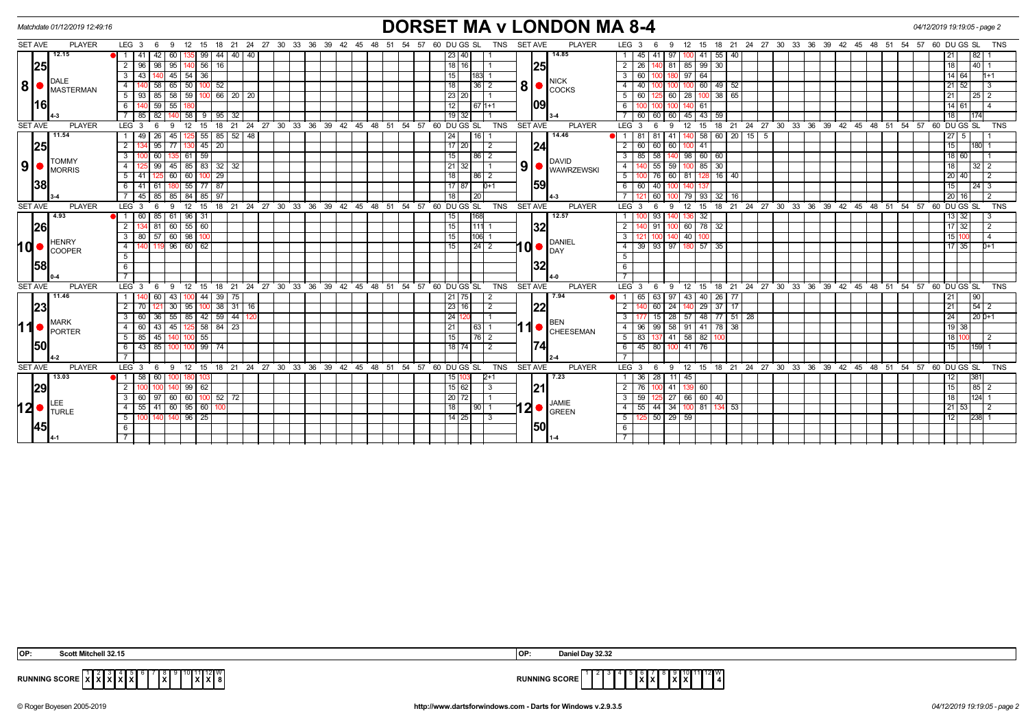Matchdate 01/12/2019 12:49:16

# DORSET MA v LONDON MA 8-4

04/12/2019 19:19:05 - page 2

| SET AVE | PLAYER | LEG | Scores | DU | GS | SL | TNS | SET AVE | PLAYER | LEG | Scores | DU | GS | SL | TNS |
|---|---|---|---|---|---|---|---|---|---|---|---|---|---|---|---|
| 12.15 / 25 / 16 | 8 DALE MASTERMAN (4-3) | 1 | 41 42 60 135 99 44 40 40 | 23 | 40 | | 1 | 14.85 / 25 / 09 | 8 NICK COCKS (3-4) | 1 | 45 41 97 100 41 55 40 | 21 | | 82 | 1 |
| | | 2 | 96 98 95 140 56 16 | 18 | 16 | | 1 | | | 2 | 26 140 81 85 99 30 | 18 | | 40 | 1 |
| | | 3 | 43 140 45 54 36 | 15 | | 183 | 1 | | | 3 | 60 100 180 97 64 | 14 | 64 | | 1+1 |
| | | 4 | 140 58 65 50 100 52 | 18 | | 36 | 2 | | | 4 | 40 100 100 100 60 49 52 | 21 | 52 | | 3 |
| | | 5 | 93 85 58 59 100 66 20 20 | 23 | 20 | | 1 | | | 5 | 60 125 60 28 100 38 65 | 21 | | 25 | 2 |
| | | 6 | 140 59 55 180 | 12 | | 67 | 1+1 | | | 6 | 100 100 100 140 61 | 14 | 61 | | 4 |
| | | 7 | 85 82 140 58 9 95 32 | 19 | 32 | | 1 | | | 7 | 60 60 60 45 43 59 | 18 | | 174 | |
| 11.54 / 25 / 38 | 9 TOMMY MORRIS (3-4) | 1 | 49 26 45 125 55 85 52 48 | 24 | | 16 | 1 | 14.46 / 24 / 59 | 9 DAVID WAWRZEWSKI (4-3) | 1 | 81 81 41 140 58 60 20 15 5 | 27 | 5 | | 1 |
| | | 2 | 134 95 77 130 45 20 | 17 | 20 | | 2 | | | 2 | 60 60 60 100 41 | 15 | | 180 | 1 |
| | | 3 | 100 60 135 61 59 | 15 | | 86 | 2 | | | 3 | 85 58 140 98 60 60 | 18 | 60 | | 1 |
| | | 4 | 125 99 45 85 83 32 32 | 21 | 32 | | 1 | | | 4 | 140 55 59 100 85 30 | 18 | | 32 | 2 |
| | | 5 | 41 125 60 60 100 29 | 18 | | 86 | 2 | | | 5 | 100 76 60 81 128 16 40 | 20 | 40 | | 2 |
| | | 6 | 41 61 180 55 77 87 | 17 | 87 | | 0+1 | | | 6 | 60 40 100 140 137 | 15 | | 24 | 3 |
| | | 7 | 45 85 85 84 85 97 | 18 | | 20 | | | | 7 | 121 60 100 79 93 32 16 | 20 | 16 | | 2 |
| 4.93 / 26 / 58 | 10 HENRY COOPER (0-4) | 1 | 60 85 61 96 31 | 15 | | 168 | | 12.57 / 32 / 32 | 10 DANIEL DAY (4-0) | 1 | 100 93 140 136 32 | 13 | 32 | | 3 |
| | | 2 | 134 81 60 55 60 | 15 | | 111 | 1 | | | 2 | 140 91 100 60 78 32 | 17 | 32 | | 2 |
| | | 3 | 80 57 60 98 100 | 15 | | 106 | 1 | | | 3 | 121 100 140 40 100 | 15 | 100 | | 4 |
| | | 4 | 140 119 96 60 62 | 15 | | 24 | 2 | | | 4 | 39 93 97 180 57 35 | 17 | 35 | | 0+1 |
| 11.46 / 23 / 50 | 11 MARK PORTER (4-2) | 1 | 140 60 43 100 44 39 75 | 21 | 75 | | 2 | 7.94 / 22 / 74 | 11 BEN CHEESEMAN (2-4) | 1 | 65 63 97 43 40 26 77 | 21 | | 90 | |
| | | 2 | 70 121 30 95 100 38 31 16 | 23 | 16 | | 2 | | | 2 | 140 60 24 140 29 37 17 | 21 | | 54 | 2 |
| | | 3 | 60 36 55 85 42 59 44 120 | 24 | 120 | | 1 | | | 3 | 177 15 28 57 48 77 51 28 | 24 | | 20 | 0+1 |
| | | 4 | 60 43 45 125 58 84 23 | 21 | | 63 | 1 | | | 4 | 96 99 58 91 41 78 38 | 19 | 38 | | |
| | | 5 | 85 45 140 100 55 | 15 | | 76 | 2 | | | 5 | 83 137 41 58 82 100 | 18 | 100 | | 2 |
| | | 6 | 43 85 100 100 99 74 | 18 | 74 | | 2 | | | 6 | 45 80 100 41 76 | 15 | | 159 | 1 |
| 13.03 / 29 / 45 | 12 LEE TURLE (4-1) | 1 | 58 60 100 180 103 | 15 | 103 | | 2+1 | 7.23 / 21 / 50 | 12 JAMIE GREEN (1-4) | 1 | 36 28 11 45 | 12 | | 381 | |
| | | 2 | 100 100 140 99 62 | 15 | 62 | | 3 | | | 2 | 76 100 41 139 60 | 15 | | 85 | 2 |
| | | 3 | 60 97 60 60 100 52 72 | 20 | 72 | | 1 | | | 3 | 59 125 27 66 60 40 | 18 | | 124 | 1 |
| | | 4 | 55 41 60 95 60 100 | 18 | | 90 | 1 | | | 4 | 55 44 34 100 81 134 53 | 21 | 53 | | 2 |
| | | 5 | 100 140 140 96 25 | 14 | 25 | | 3 | | | 5 | 125 50 29 59 | 12 | | 238 | 1 |

OP: Scott Mitchell 32.15

OP: Daniel Day 32.32

| RUNNING SCORE | 1 | 2 | 3 | 4 | 5 | 6 | 7 | 8 | 9 | 10 | 11 | 12 | W |
|---|---|---|---|---|---|---|---|---|---|---|---|---|---|
| DORSET | X | X | X | X | X | | | X | | | X | X | 8 |
| LONDON | | | | | | X | X | | X | X | | | 4 |

© Roger Boyesen 2005-2019 http://www.dartsforwindows.com - Darts for Windows v.2.9.3.5 04/12/2019 19:19:05 - page 2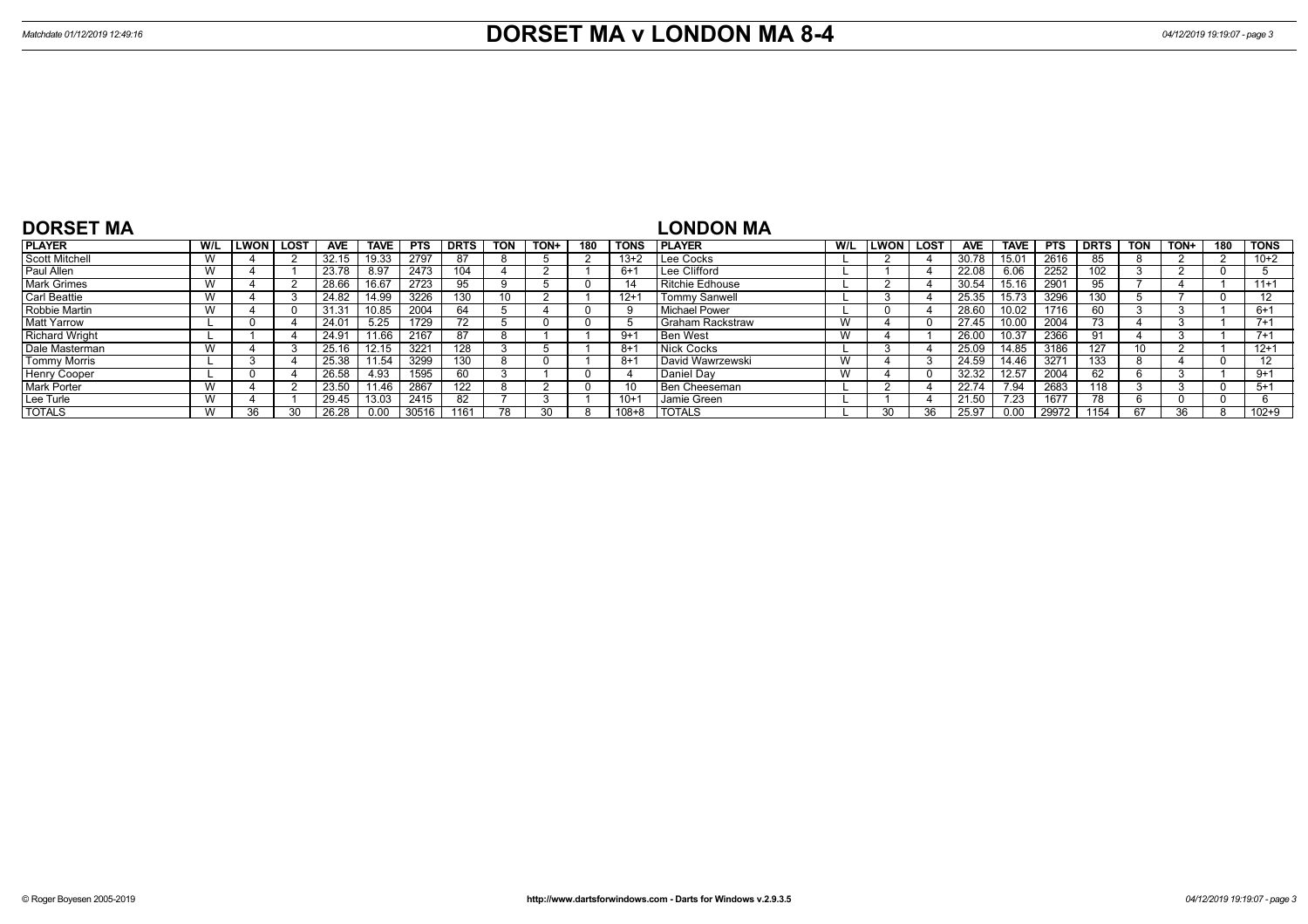# DORSET MA v LONDON MA 8-4

Matchdate 01/12/2019 12:49:16

## DORSET MA

| PLAYER | W/L | LWON | LOST | AVE | TAVE | PTS | DRTS | TON | TON+ | 180 | TONS |
|---|---|---|---|---|---|---|---|---|---|---|---|
| Scott Mitchell | W | 4 | 2 | 32.15 | 19.33 | 2797 | 87 | 8 | 5 | 2 | 13+2 |
| Paul Allen | W | 4 | 1 | 23.78 | 8.97 | 2473 | 104 | 4 | 2 | 1 | 6+1 |
| Mark Grimes | W | 4 | 2 | 28.66 | 16.67 | 2723 | 95 | 9 | 5 | 0 | 14 |
| Carl Beattie | W | 4 | 3 | 24.82 | 14.99 | 3226 | 130 | 10 | 2 | 1 | 12+1 |
| Robbie Martin | W | 4 | 0 | 31.31 | 10.85 | 2004 | 64 | 5 | 4 | 0 | 9 |
| Matt Yarrow | L | 0 | 4 | 24.01 | 5.25 | 1729 | 72 | 5 | 0 | 0 | 5 |
| Richard Wright | L | 1 | 4 | 24.91 | 11.66 | 2167 | 87 | 8 | 1 | 1 | 9+1 |
| Dale Masterman | W | 4 | 3 | 25.16 | 12.15 | 3221 | 128 | 3 | 5 | 1 | 8+1 |
| Tommy Morris | L | 3 | 4 | 25.38 | 11.54 | 3299 | 130 | 8 | 0 | 1 | 8+1 |
| Henry Cooper | L | 0 | 4 | 26.58 | 4.93 | 1595 | 60 | 3 | 1 | 0 | 4 |
| Mark Porter | W | 4 | 2 | 23.50 | 11.46 | 2867 | 122 | 8 | 2 | 0 | 10 |
| Lee Turle | W | 4 | 1 | 29.45 | 13.03 | 2415 | 82 | 7 | 3 | 1 | 10+1 |
| TOTALS | W | 36 | 30 | 26.28 | 0.00 | 30516 | 1161 | 78 | 30 | 8 | 108+8 |

## LONDON MA

| PLAYER | W/L | LWON | LOST | AVE | TAVE | PTS | DRTS | TON | TON+ | 180 | TONS |
|---|---|---|---|---|---|---|---|---|---|---|---|
| Lee Cocks | L | 2 | 4 | 30.78 | 15.01 | 2616 | 85 | 8 | 2 | 2 | 10+2 |
| Lee Clifford | L | 1 | 4 | 22.08 | 6.06 | 2252 | 102 | 3 | 2 | 0 | 5 |
| Ritchie Edhouse | L | 2 | 4 | 30.54 | 15.16 | 2901 | 95 | 7 | 4 | 1 | 11+1 |
| Tommy Sanwell | L | 3 | 4 | 25.35 | 15.73 | 3296 | 130 | 5 | 7 | 0 | 12 |
| Michael Power | L | 0 | 4 | 28.60 | 10.02 | 1716 | 60 | 3 | 3 | 1 | 6+1 |
| Graham Rackstraw | W | 4 | 0 | 27.45 | 10.00 | 2004 | 73 | 4 | 3 | 1 | 7+1 |
| Ben West | W | 4 | 1 | 26.00 | 10.37 | 2366 | 91 | 4 | 3 | 1 | 7+1 |
| Nick Cocks | L | 3 | 4 | 25.09 | 14.85 | 3186 | 127 | 10 | 2 | 1 | 12+1 |
| David Wawrzewski | W | 4 | 3 | 24.59 | 14.46 | 3271 | 133 | 8 | 4 | 0 | 12 |
| Daniel Day | W | 4 | 0 | 32.32 | 12.57 | 2004 | 62 | 6 | 3 | 1 | 9+1 |
| Ben Cheeseman | L | 2 | 4 | 22.74 | 7.94 | 2683 | 118 | 3 | 3 | 0 | 5+1 |
| Jamie Green | L | 1 | 4 | 21.50 | 7.23 | 1677 | 78 | 6 | 0 | 0 | 6 |
| TOTALS | L | 30 | 36 | 25.97 | 0.00 | 29972 | 1154 | 67 | 36 | 8 | 102+9 |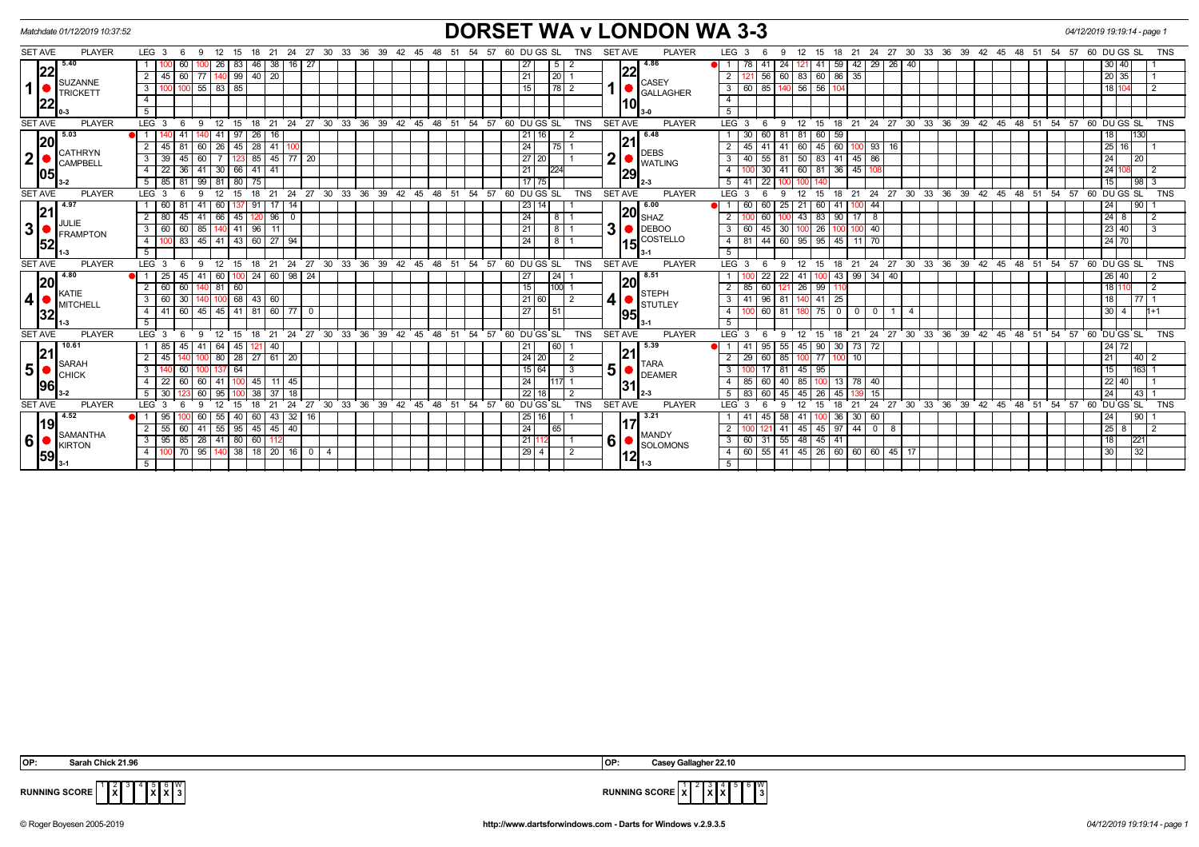Matchdate 01/12/2019 10:37:52

# DORSET WA v LONDON WA 3-3

04/12/2019 19:19:14 - page 1

| SET | AVE | PLAYER | LEG | Scores | DU | GS | SL | TNS | SET | AVE | PLAYER | LEG | Scores | DU | GS | SL | TNS |
|---|---|---|---|---|---|---|---|---|---|---|---|---|---|---|---|---|---|
| 1 | 22.40 | SUZANNE TRICKETT | 1 | 100 60 100 26 83 46 38 16 27 | 27 | | 5 | 2 | 1 | 22.86 | CASEY GALLAGHER | 1 | 78 41 24 121 41 59 42 29 26 40 | 30 | 40 | | 1 |
| | | | 2 | 45 60 77 140 99 40 20 | 21 | | 20 | 1 | | | | 2 | 121 56 60 83 60 86 35 | 20 | 35 | | 1 |
| | | | 3 | 100 100 55 83 85 | 15 | | 78 | 2 | | | | 3 | 60 85 140 56 56 104 | 18 | 104 | | 2 |
| | 0-3 | | | | | | | | | 10 3-0 | | | | | | | |
| 2 | 20.05 | CATHRYN CAMPBELL | 1 | 140 41 140 41 97 26 16 | 21 | 16 | | 2 | 2 | 21.29 | DEBS WATLING | 1 | 30 60 81 81 60 59 | 18 | | 130 | |
| | | | 2 | 45 81 60 26 45 28 41 100 | 24 | | 75 | 1 | | | | 2 | 45 41 41 60 45 60 100 93 16 | 25 | 16 | | 1 |
| | | | 3 | 39 45 60 7 123 85 45 77 20 | 27 | 20 | | 1 | | | | 3 | 40 55 81 50 83 41 45 86 | 24 | | 20 | |
| | | | 4 | 22 36 41 30 66 41 41 | 21 | | 224 | | | | | 4 | 100 30 41 60 81 36 45 108 | 24 | 108 | | 2 |
| | 3-2 | | 5 | 85 81 99 81 80 75 | 17 | 75 | | | | 2-3 | | 5 | 41 22 100 100 140 | 15 | | 98 | 3 |
| 3 | 21.52 | JULIE FRAMPTON | 1 | 60 81 41 60 137 91 17 14 | 23 | 14 | | 1 | 3 | 20.15 | SHAZ DEBOO COSTELLO | 1 | 60 60 25 21 60 41 100 44 | 24 | | 90 | 1 |
| | | | 2 | 80 45 41 66 45 120 96 0 | 24 | | 8 | 1 | | | | 2 | 100 60 100 43 83 90 17 8 | 24 | 8 | | 2 |
| | | | 3 | 60 60 85 140 41 96 11 | 21 | | 8 | 1 | | | | 3 | 60 45 30 100 26 100 100 40 | 23 | 40 | | 3 |
| | | | 4 | 100 83 45 41 43 60 27 94 | 24 | | 8 | 1 | | | | 4 | 81 44 60 95 95 45 11 70 | 24 | 70 | | |
| | 1-3 | | | | | | | | | 3-1 | | | | | | | |
| 4 | 20.32 | KATIE MITCHELL | 1 | 25 45 41 60 100 24 60 98 24 | 27 | | 24 | 1 | 4 | 20.95 | STEPH STUTLEY | 1 | 100 22 22 41 100 43 99 34 40 | 26 | 40 | | 2 |
| | | | 2 | 60 60 140 81 60 | 15 | | 100 | 1 | | | | 2 | 85 60 121 26 99 110 | 18 | 110 | | 2 |
| | | | 3 | 60 30 140 100 68 43 60 | 21 | 60 | | 2 | | | | 3 | 41 96 81 140 41 25 | 18 | | 77 | 1 |
| | | | 4 | 41 60 45 45 41 81 60 77 0 | 27 | | 51 | | | | | 4 | 100 60 81 180 75 0 0 0 1 4 | 30 | 4 | | 1+1 |
| | 1-3 | | | | | | | | | 3-1 | | | | | | | |
| 5 | 21.96 | SARAH CHICK | 1 | 85 45 41 64 45 121 40 | 21 | | 60 | 1 | 5 | 21.31 | TARA DEAMER | 1 | 41 95 55 45 90 30 73 72 | 24 | 72 | | |
| | | | 2 | 45 140 100 80 28 27 61 20 | 24 | 20 | | 2 | | | | 2 | 29 60 85 100 77 100 10 | 21 | | 40 | 2 |
| | | | 3 | 140 60 100 137 64 | 15 | 64 | | 3 | | | | 3 | 100 17 81 45 95 | 15 | | 163 | 1 |
| | | | 4 | 22 60 60 41 100 45 11 45 | 24 | | 117 | 1 | | | | 4 | 85 60 40 85 100 13 78 40 | 22 | 40 | | 1 |
| | 3-2 | | 5 | 30 123 60 95 100 38 37 18 | 22 | 18 | | 2 | | 2-3 | | 5 | 83 60 45 45 26 45 139 15 | 24 | | 43 | 1 |
| 6 | 19.59 | SAMANTHA KIRTON | 1 | 95 100 60 55 40 60 43 32 16 | 25 | 16 | | 1 | 6 | 17.12 | MANDY SOLOMONS | 1 | 41 45 58 41 100 36 30 60 | 24 | | 90 | 1 |
| | | | 2 | 55 60 41 55 95 45 45 40 | 24 | | 65 | | | | | 2 | 100 121 41 45 45 97 44 0 8 | 25 | 8 | | 2 |
| | | | 3 | 95 85 28 41 80 60 112 | 21 | 112 | | 1 | | | | 3 | 60 31 55 48 45 41 | 18 | | 221 | |
| | | | 4 | 100 70 95 140 38 18 20 16 0 4 | 29 | 4 | | 2 | | | | 4 | 60 55 41 45 26 60 60 60 45 17 | 30 | | 32 | |
| | 3-1 | | | | | | | | | 1-3 | | | | | | | |

Player averages: Set 1: 5.40 / 4.86; Set 2: 5.03 / 6.48; Set 3: 4.97 / 6.00; Set 4: 4.80 / 8.51; Set 5: 10.61 / 5.39; Set 6: 4.52 / 3.21

OP: Sarah Chick 21.96 | OP: Casey Gallagher 22.10

RUNNING SCORE: 1 2 3 4 5 6 W — X X X 3 | RUNNING SCORE: 1 2 3 4 5 6 W — X X X 3

© Roger Boyesen 2005-2019 http://www.dartsforwindows.com - Darts for Windows v.2.9.3.5 04/12/2019 19:19:14 - page 1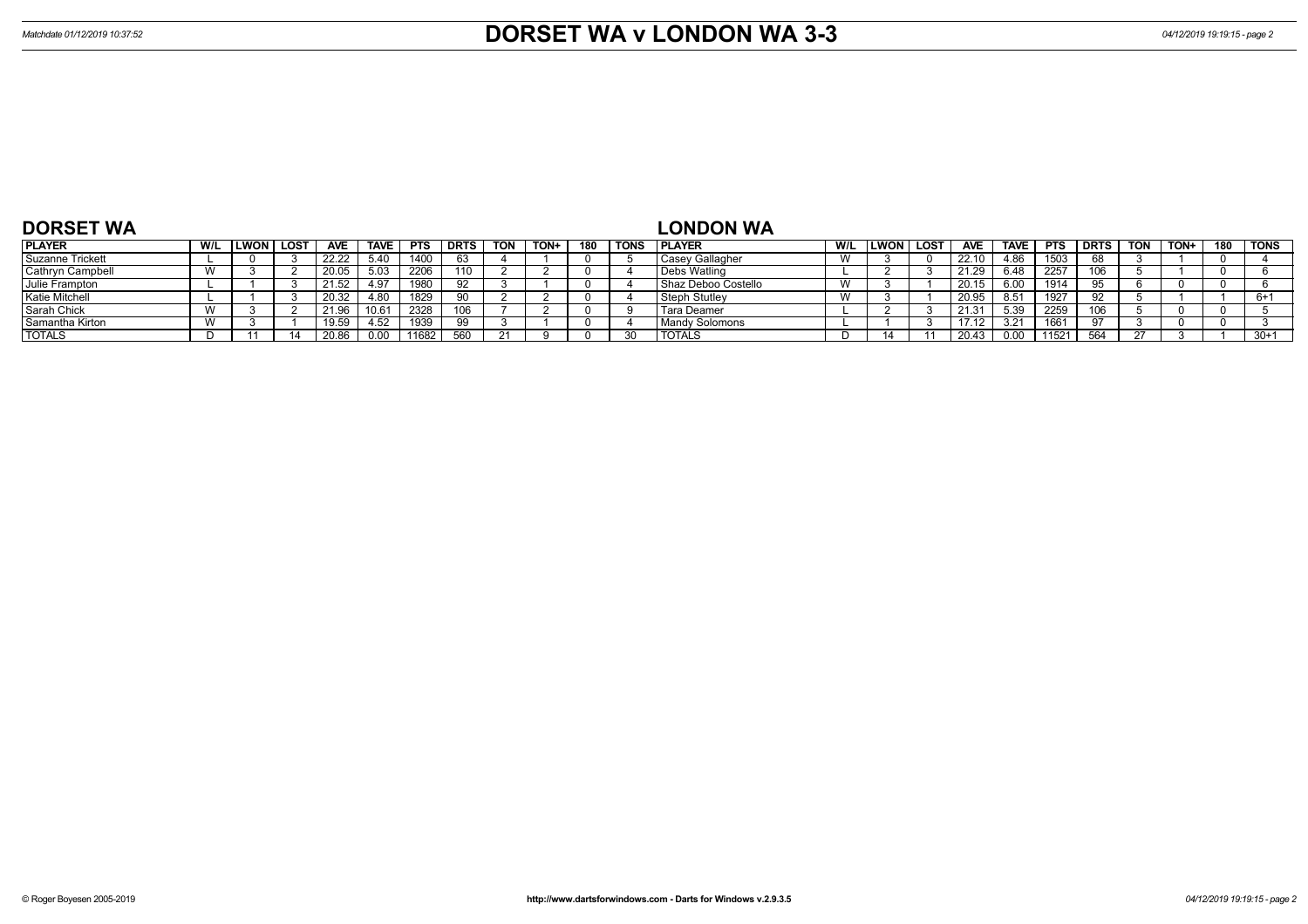# DORSET WA v LONDON WA 3-3

Matchdate 01/12/2019 10:37:52

## DORSET WA

| PLAYER | W/L | LWON | LOST | AVE | TAVE | PTS | DRTS | TON | TON+ | 180 | TONS |
|---|---|---|---|---|---|---|---|---|---|---|---|
| Suzanne Trickett | L | 0 | 3 | 22.22 | 5.40 | 1400 | 63 | 4 | 1 | 0 | 5 |
| Cathryn Campbell | W | 3 | 2 | 20.05 | 5.03 | 2206 | 110 | 2 | 2 | 0 | 4 |
| Julie Frampton | L | 1 | 3 | 21.52 | 4.97 | 1980 | 92 | 3 | 1 | 0 | 4 |
| Katie Mitchell | L | 1 | 3 | 20.32 | 4.80 | 1829 | 90 | 2 | 2 | 0 | 4 |
| Sarah Chick | W | 3 | 2 | 21.96 | 10.61 | 2328 | 106 | 7 | 2 | 0 | 9 |
| Samantha Kirton | W | 3 | 1 | 19.59 | 4.52 | 1939 | 99 | 3 | 1 | 0 | 4 |
| TOTALS | D | 11 | 14 | 20.86 | 0.00 | 11682 | 560 | 21 | 9 | 0 | 30 |

## LONDON WA

| PLAYER | W/L | LWON | LOST | AVE | TAVE | PTS | DRTS | TON | TON+ | 180 | TONS |
|---|---|---|---|---|---|---|---|---|---|---|---|
| Casey Gallagher | W | 3 | 0 | 22.10 | 4.86 | 1503 | 68 | 3 | 1 | 0 | 4 |
| Debs Watling | L | 2 | 3 | 21.29 | 6.48 | 2257 | 106 | 5 | 1 | 0 | 6 |
| Shaz Deboo Costello | W | 3 | 1 | 20.15 | 6.00 | 1914 | 95 | 6 | 0 | 0 | 6 |
| Steph Stutley | W | 3 | 1 | 20.95 | 8.51 | 1927 | 92 | 5 | 1 | 1 | 6+1 |
| Tara Deamer | L | 2 | 3 | 21.31 | 5.39 | 2259 | 106 | 5 | 0 | 0 | 5 |
| Mandy Solomons | L | 1 | 3 | 17.12 | 3.21 | 1661 | 97 | 3 | 0 | 0 | 3 |
| TOTALS | D | 14 | 11 | 20.43 | 0.00 | 11521 | 564 | 27 | 3 | 1 | 30+1 |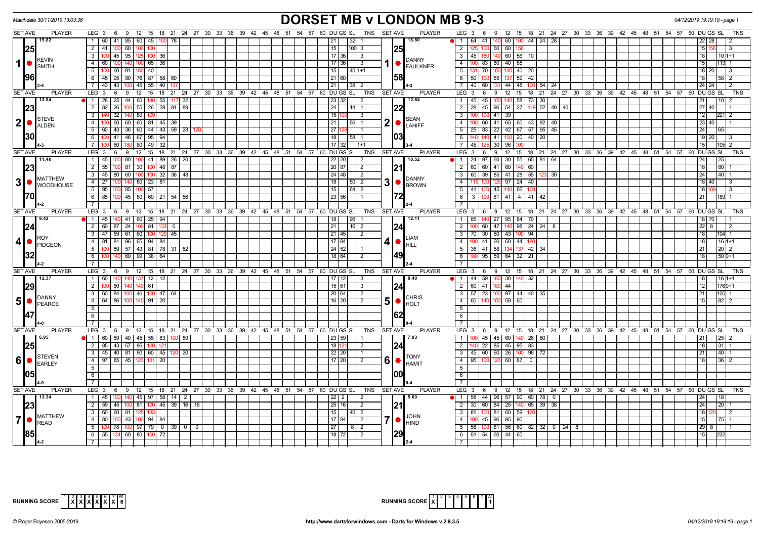Matchdate 30/11/2019 13:03:36

# DORSET MB v LONDON MB 9-3

04/12/2019 19:19:19 - page 1

| SET AVE | PLAYER | LEG | Scores | DU | GS | SL | TNS | SET AVE | PLAYER | LEG | Scores | DU | GS | SL | TNS |
|---|---|---|---|---|---|---|---|---|---|---|---|---|---|---|---|
| 15.82 / 25.96 / 3-4 | 1 KEVIN SMITH | 1 | 60 41 85 60 45 100 78 | 21 | | 32 | 1 | 18.80 / 25.58 / 4-3 | 1 DANNY FAULKNER | 1 | 64 41 140 60 100 44 24 28 | 22 | 28 | | 2 |
| | | 2 | 41 100 60 100 100 | 15 | | 100 | 3 | | | 2 | 125 100 60 60 156 | 15 | 156 | | 3 |
| | | 3 | 100 45 95 125 100 36 | 17 | 36 | | 3 | | | 3 | 45 180 140 60 56 10 | 18 | | 10 | 1+1 |
| | | 4 | 60 100 140 100 65 36 | 17 | 36 | | 3 | | | 4 | 100 83 80 40 85 | 15 | | 113 | 1 |
| | | 5 | 100 60 81 180 40 | 15 | | 40 | 1+1 | | | 5 | 131 70 100 140 40 20 | 18 | 20 | | 3 |
| | | 6 | 45 95 80 76 87 58 60 | 21 | 60 | | | | | 6 | 50 100 55 137 59 42 | 18 | | 58 | 2 |
| | | 7 | 43 43 100 45 55 40 137 | 21 | | 38 | 2 | | | 7 | 40 60 131 44 48 100 54 24 | 24 | 24 | | 2 |
| 13.54 / 23.30 / 4-3 | 2 STEVE ALDEN | 1 | 28 25 44 60 140 55 117 32 | 23 | 32 | | 2 | 12.64 / 22.03 / 3-4 | 2 SEAN LAHIFF | 1 | 45 45 100 140 58 73 30 | 21 | | 10 | 2 |
| | | 2 | 82 26 100 55 26 28 81 89 | 24 | | 14 | 1 | | | 2 | 28 45 96 54 27 119 52 40 40 | 27 | 40 | | 1 |
| | | 3 | 140 32 140 80 109 | 15 | 109 | | 3 | | | 3 | 100 100 41 39 | 12 | | 221 | 2 |
| | | 4 | 100 60 60 60 81 45 39 | 21 | | 56 | 1 | | | 4 | 100 60 41 65 60 43 92 40 | 23 | 40 | | 1 |
| | | 5 | 60 43 36 60 44 43 59 28 128 | 27 | 128 | | 1 | | | 5 | 25 83 22 42 67 57 95 45 | 24 | | 65 | |
| | | 6 | 100 41 46 67 95 94 | 18 | | 58 | 1 | | | 6 | 140 140 41 100 20 40 20 | 19 | 20 | | 3 |
| | | 7 | 100 60 180 80 49 32 | 17 | 32 | | 1+1 | | | 7 | 45 125 30 96 100 | 15 | | 105 | 2 |
| 11.40 / 23.70 / 4-2 | 3 MATTHEW WOODHOUSE | 1 | 45 100 80 100 41 89 26 20 | 22 | 20 | | 2 | 10.52 / 21.72 / 2-4 | 3 DANNY BROWN | 1 | 24 97 60 30 55 65 81 64 | 24 | | 25 | |
| | | 2 | 55 100 81 30 100 48 87 | 20 | 87 | | 2 | | | 2 | 60 60 41 60 140 60 | 18 | | 80 | 1 |
| | | 3 | 45 80 60 100 100 32 36 48 | 24 | 48 | | 2 | | | 3 | 60 39 85 41 28 55 123 30 | 24 | | 40 | 1 |
| | | 4 | 27 100 140 80 23 81 | 18 | | 50 | 2 | | | 4 | 115 100 125 97 24 40 | 18 | 40 | | 3 |
| | | 5 | 95 100 85 100 57 | 15 | | 64 | 2 | | | 5 | 41 100 45 140 66 109 | 18 | 109 | | 3 |
| | | 6 | 85 100 45 80 60 21 54 56 | 23 | 56 | | 1 | | | 6 | 3 100 81 41 4 41 42 | 21 | | 189 | 1 |
| 9.42 / 24.32 / 4-2 | 4 ROY PIDGEON | 1 | 45 140 41 60 25 94 | 18 | | 96 | 1 | 12.11 / 24.49 / 2-4 | 4 LIAM HILL | 1 | 85 140 27 95 84 70 | 18 | 70 | | 1 |
| | | 2 | 60 87 24 100 81 133 0 | 21 | | 16 | 2 | | | 2 | 100 60 47 140 98 24 24 8 | 22 | 8 | | 2 |
| | | 3 | 47 59 61 60 100 129 45 | 21 | 45 | | 2 | | | 3 | 70 30 60 43 100 94 | 18 | | 104 | 1 |
| | | 4 | 81 81 96 65 94 84 | 17 | 84 | | | | | 4 | 100 41 60 60 44 180 | 18 | | 16 | 1+1 |
| | | 5 | 100 59 57 43 81 78 31 52 | 24 | 52 | | 1 | | | 5 | 35 41 58 134 137 42 34 | 21 | | 20 | 2 |
| | | 6 | 100 140 60 99 38 64 | 18 | 64 | | 2 | | | 6 | 180 95 59 64 32 21 | 18 | | 50 | 0+1 |
| 12.37 / 29.47 / 4-0 | 5 DANNY PEARCE | 1 | 60 140 140 137 12 12 | 17 | 12 | | 3 | 8.40 / 24.62 / 0-4 | 5 CHRIS HOLT | 1 | 44 59 180 30 140 32 | 18 | | 16 | 1+1 |
| | | 2 | 100 60 140 140 61 | 15 | 61 | | 3 | | | 2 | 60 41 180 44 | 12 | | 176 | 0+1 |
| | | 3 | 60 84 100 46 100 47 64 | 20 | 64 | | 2 | | | 3 | 57 23 100 97 44 40 35 | 21 | | 105 | 1 |
| | | 4 | 64 86 100 140 91 20 | 16 | 20 | | 2 | | | 4 | 60 140 100 59 60 | 15 | | 82 | 2 |
| 6.95 / 25.05 / 4-0 | 6 STEVEN EARLEY | 1 | 60 59 40 45 55 83 100 59 | 23 | 59 | | 1 | 7.03 / 24.00 / 0-4 | 6 TONY HAMIT | 1 | 100 45 45 60 140 26 60 | 21 | | 25 | 2 |
| | | 2 | 85 43 57 95 100 121 | 18 | 121 | | 2 | | | 2 | 140 22 85 45 95 83 | 18 | | 31 | 1 |
| | | 3 | 45 40 81 90 60 45 120 20 | 22 | 20 | | 1 | | | 3 | 45 60 60 26 100 98 72 | 21 | | 40 | 1 |
| | | 4 | 97 85 45 123 131 20 | 17 | 20 | | 2 | | | 4 | 95 100 123 60 87 0 | 18 | | 36 | 2 |
| 13.34 / 23.85 / 4-2 | 7 MATTHEW READ | 1 | 45 100 140 45 97 58 14 2 | 22 | 2 | | 2 | 5.60 / 21.29 / 2-4 | 7 JOHN HIND | 1 | 58 44 96 57 90 60 78 0 | 24 | | 18 | |
| | | 2 | 59 45 100 81 100 45 39 16 16 | 25 | 16 | | 2 | | | 2 | 30 60 84 25 140 65 39 38 | 24 | | 20 | 1 |
| | | 3 | 60 60 81 125 135 | 15 | | 40 | 2 | | | 3 | 81 100 81 60 59 120 | 18 | 120 | | 2 |
| | | 4 | 80 100 43 100 94 84 | 17 | 84 | | 2 | | | 4 | 100 45 96 95 90 | 15 | | 75 | 1 |
| | | 5 | 100 78 100 97 79 0 39 0 0 | 27 | | 8 | 2 | | | 5 | 58 100 81 56 60 82 32 0 24 8 | 29 | 8 | | 1 |
| | | 6 | 55 134 60 80 100 72 | 18 | 72 | | 2 | | | 6 | 51 54 60 44 60 | 15 | | 232 | |

RUNNING SCORE (DORSET): X X X X X X · W = 6

RUNNING SCORE (LONDON): X · W = 1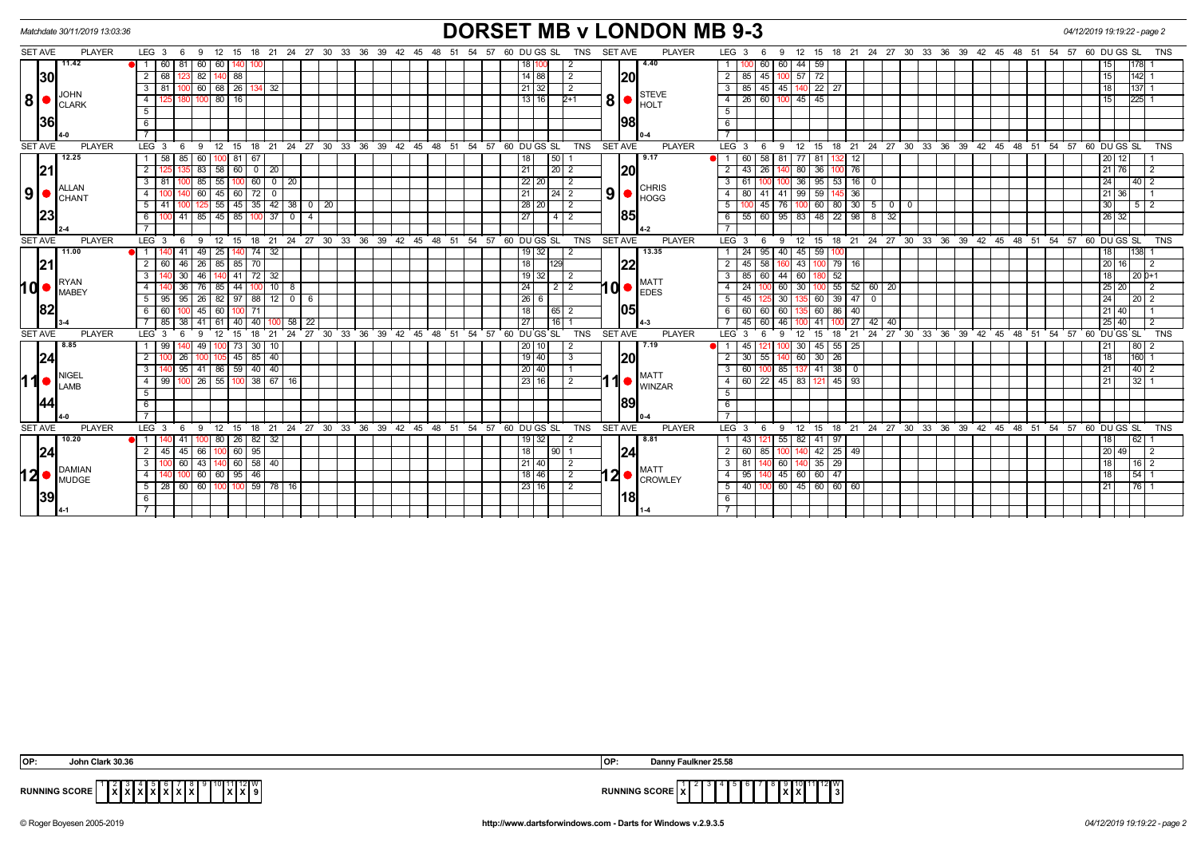Matchdate 30/11/2019 13:03:36

# DORSET MB v LONDON MB 9-3

04/12/2019 19:19:22 - page 2

| SET AVE | PLAYER | LEG | 3 | 6 | 9 | 12 | 15 | 18 | 21 | 24 | 27 | 30 | DU | GS | SL | TNS | SET AVE | PLAYER | LEG | 3 | 6 | 9 | 12 | 15 | 18 | 21 | 24 | 27 | 30 | DU | GS | SL | TNS |
|---|---|---|---|---|---|---|---|---|---|---|---|---|---|---|---|---|---|---|---|---|---|---|---|---|---|---|---|---|---|---|---|---|---|
| 11.42 | 8 JOHN CLARK | 1 | 60 | 81 | 60 | 60 | 140 | 100 | | | | | 18 | 100 | | 2 | 4.40 | 8 STEVE HOLT | 1 | 100 | 60 | 60 | 44 | 59 | | | | | | | 15 | 178 | 1 |
| 30 | | 2 | 68 | 123 | 82 | 140 | 88 | | | | | | 14 | 88 | | 2 | 20 | | 2 | 85 | 45 | 100 | 57 | 72 | | | | | | | 15 | 142 | 1 |
| | | 3 | 81 | 100 | 60 | 68 | 26 | 134 | 32 | | | | 21 | 32 | | 2 | | | 3 | 85 | 45 | 45 | 140 | 22 | 27 | | | | | | 18 | 137 | 1 |
| | | 4 | 125 | 180 | 100 | 80 | 16 | | | | | | 13 | 16 | | 2+1 | | | 4 | 26 | 60 | 100 | 45 | 45 | | | | | | | 15 | 225 | 1 |
| 36 | | 5 | | | | | | | | | | | | | | | 98 | | 5 | | | | | | | | | | | | | | |
| 4-0 | | 6 | | | | | | | | | | | | | | | 0-4 | | 6 | | | | | | | | | | | | | | |
| 12.25 | 9 ALLAN CHANT | 1 | 58 | 85 | 60 | 100 | 81 | 67 | | | | | 18 | | 50 | 1 | 9.17 | 9 CHRIS HOGG | 1 | 60 | 58 | 81 | 77 | 81 | 132 | 12 | | | | | 20 | 12 | 1 |
| 21 | | 2 | 125 | 135 | 83 | 58 | 60 | 0 | 20 | | | | 21 | | 20 | 2 | 20 | | 2 | 43 | 26 | 140 | 80 | 36 | 100 | 76 | | | | | 21 | 76 | 2 |
| | | 3 | 81 | 100 | 85 | 55 | 100 | 60 | 0 | 20 | | | 22 | 20 | | 2 | | | 3 | 61 | 100 | 100 | 36 | 95 | 53 | 16 | 0 | | | | 24 | | 40 | 2 |
| | | 4 | 100 | 140 | 60 | 45 | 60 | 72 | 0 | | | | 21 | | 24 | 2 | | | 4 | 80 | 41 | 41 | 99 | 59 | 145 | 36 | | | | | 21 | 36 | 1 |
| | | 5 | 41 | 100 | 125 | 55 | 45 | 35 | 42 | 38 | 0 | 20 | 28 | 20 | | 2 | | | 5 | 100 | 45 | 76 | 100 | 60 | 80 | 30 | 5 | 0 | 0 | | 30 | | 5 | 2 |
| 23 | | 6 | 100 | 41 | 85 | 45 | 85 | 100 | 37 | 0 | 4 | | 27 | | 4 | 2 | 85 | | 6 | 55 | 60 | 95 | 83 | 48 | 22 | 98 | 8 | 32 | | | 26 | 32 | |
| 2-4 | | 7 | | | | | | | | | | | | | | | 4-2 | | 7 | | | | | | | | | | | | | | |
| 11.00 | 10 RYAN MABEY | 1 | 140 | 41 | 49 | 25 | 140 | 74 | 32 | | | | 19 | 32 | | 2 | 13.35 | 10 MATT EDES | 1 | 24 | 95 | 40 | 45 | 59 | 100 | | | | | | 18 | | 138 | 1 |
| 21 | | 2 | 60 | 46 | 26 | 85 | 85 | 70 | | | | | 18 | | 129 | | 22 | | 2 | 45 | 58 | 160 | 43 | 100 | 79 | 16 | | | | | 20 | 16 | 2 |
| | | 3 | 140 | 30 | 46 | 140 | 41 | 72 | 32 | | | | 19 | 32 | | 2 | | | 3 | 85 | 60 | 44 | 60 | 180 | 52 | | | | | | 18 | | 20 | 0+1 |
| | | 4 | 140 | 36 | 76 | 85 | 44 | 100 | 10 | 8 | | | 24 | | 2 | 2 | | | 4 | 24 | 100 | 60 | 30 | 100 | 55 | 52 | 60 | 20 | | | 25 | 20 | 2 |
| | | 5 | 95 | 95 | 26 | 82 | 97 | 88 | 12 | 0 | 6 | | 26 | 6 | | | | | 5 | 45 | 125 | 30 | 135 | 60 | 39 | 47 | 0 | | | | 24 | | 20 | 2 |
| 82 | | 6 | 60 | 100 | 45 | 60 | 100 | 71 | | | | | 18 | | 65 | 2 | 05 | | 6 | 60 | 60 | 60 | 135 | 60 | 86 | 40 | | | | | 21 | 40 | 1 |
| 3-4 | | 7 | 85 | 38 | 41 | 61 | 40 | 40 | 100 | 58 | 22 | | 27 | | 16 | 1 | 4-3 | | 7 | 45 | 60 | 46 | 100 | 41 | 100 | 27 | 42 | 40 | | | 25 | 40 | 2 |
| 8.85 | 11 NIGEL LAMB | 1 | 99 | 140 | 49 | 100 | 73 | 30 | 10 | | | | 20 | 10 | | 2 | 7.19 | 11 MATT WINZAR | 1 | 45 | 121 | 100 | 30 | 45 | 55 | 25 | | | | | 21 | | 80 | 2 |
| 24 | | 2 | 100 | 26 | 100 | 105 | 45 | 85 | 40 | | | | 19 | 40 | | 3 | 20 | | 2 | 30 | 55 | 140 | 60 | 30 | 26 | | | | | | 18 | | 160 | 1 |
| | | 3 | 140 | 95 | 41 | 86 | 59 | 40 | 40 | | | | 20 | 40 | | 1 | | | 3 | 60 | 100 | 85 | 137 | 41 | 38 | 0 | | | | | 21 | | 40 | 2 |
| | | 4 | 99 | 100 | 26 | 55 | 100 | 38 | 67 | 16 | | | 23 | 16 | | 2 | | | 4 | 60 | 22 | 45 | 83 | 121 | 45 | 93 | | | | | 21 | | 32 | 1 |
| 44 | | 5 | | | | | | | | | | | | | | | 89 | | 5 | | | | | | | | | | | | | | |
| 4-0 | | 6 | | | | | | | | | | | | | | | 0-4 | | 6 | | | | | | | | | | | | | | |
| 10.20 | 12 DAMIAN MUDGE | 1 | 140 | 41 | 100 | 80 | 26 | 82 | 32 | | | | 19 | 32 | | 2 | 8.81 | 12 MATT CROWLEY | 1 | 43 | 121 | 55 | 82 | 41 | 97 | | | | | | 18 | | 62 | 1 |
| 24 | | 2 | 45 | 45 | 66 | 100 | 60 | 95 | | | | | 18 | | 90 | 1 | 24 | | 2 | 60 | 85 | 100 | 140 | 42 | 25 | 49 | | | | | 20 | 49 | 2 |
| | | 3 | 100 | 60 | 43 | 140 | 60 | 58 | 40 | | | | 21 | 40 | | 2 | | | 3 | 81 | 140 | 60 | 140 | 35 | 29 | | | | | | 18 | | 16 | 2 |
| | | 4 | 140 | 100 | 60 | 60 | 95 | 46 | | | | | 18 | 46 | | 2 | | | 4 | 95 | 140 | 45 | 60 | 60 | 47 | | | | | | 18 | | 54 | 1 |
| 39 | | 5 | 28 | 60 | 60 | 100 | 100 | 59 | 78 | 16 | | | 23 | 16 | | 2 | 18 | | 5 | 40 | 100 | 60 | 45 | 60 | 60 | 60 | | | | | 21 | | 76 | 1 |
| 4-1 | | 6 | | | | | | | | | | | | | | | 1-4 | | 6 | | | | | | | | | | | | | | |

OP: John Clark 30.36

OP: Danny Faulkner 25.58

RUNNING SCORE (Dorset): 1 X, 2 X, 3 X, 4 X, 5 X, 6 X, 7 X, 11 X, 12 X — W: 9

RUNNING SCORE (London): 1 X, 9 X, 10 X — W: 3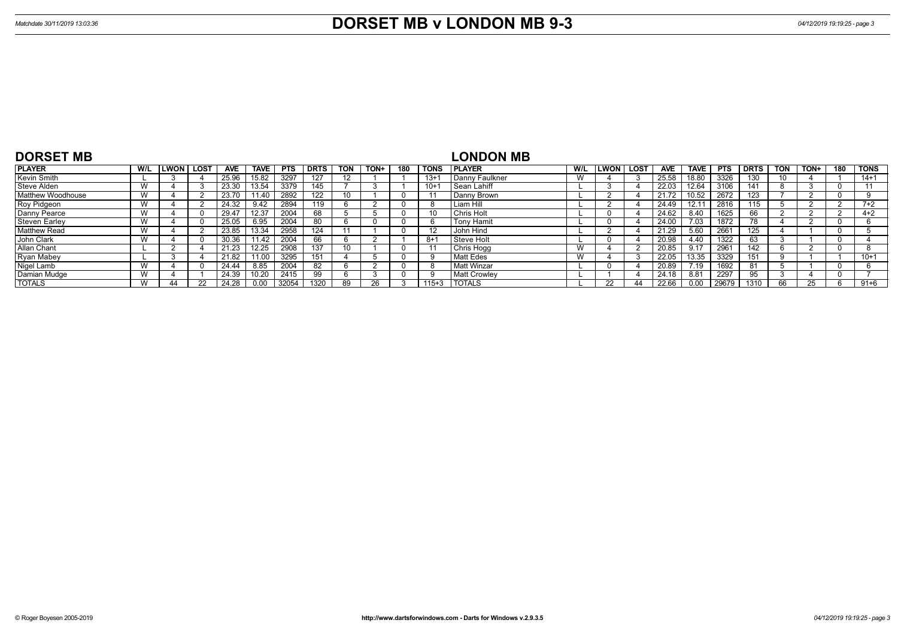# DORSET MB v LONDON MB 9-3

Matchdate 30/11/2019 13:03:36

## DORSET MB

| PLAYER | W/L | LWON | LOST | AVE | TAVE | PTS | DRTS | TON | TON+ | 180 | TONS |
|---|---|---|---|---|---|---|---|---|---|---|---|
| Kevin Smith | L | 3 | 4 | 25.96 | 15.82 | 3297 | 127 | 12 | 1 | 1 | 13+1 |
| Steve Alden | W | 4 | 3 | 23.30 | 13.54 | 3379 | 145 | 7 | 3 | 1 | 10+1 |
| Matthew Woodhouse | W | 4 | 2 | 23.70 | 11.40 | 2892 | 122 | 10 | 1 | 0 | 11 |
| Roy Pidgeon | W | 4 | 2 | 24.32 | 9.42 | 2894 | 119 | 6 | 2 | 0 | 8 |
| Danny Pearce | W | 4 | 0 | 29.47 | 12.37 | 2004 | 68 | 5 | 5 | 0 | 10 |
| Steven Earley | W | 4 | 0 | 25.05 | 6.95 | 2004 | 80 | 6 | 0 | 0 | 6 |
| Matthew Read | W | 4 | 2 | 23.85 | 13.34 | 2958 | 124 | 11 | 1 | 0 | 12 |
| John Clark | W | 4 | 0 | 30.36 | 11.42 | 2004 | 66 | 6 | 2 | 0 | 8+1 |
| Allan Chant | L | 2 | 4 | 21.23 | 12.25 | 2908 | 137 | 10 | 1 | 0 | 11 |
| Ryan Mabey | L | 3 | 4 | 21.82 | 11.00 | 3295 | 151 | 4 | 5 | 0 | 9 |
| Nigel Lamb | W | 4 | 0 | 24.44 | 8.85 | 2004 | 82 | 6 | 2 | 0 | 8 |
| Damian Mudge | W | 4 | 1 | 24.39 | 10.20 | 2415 | 99 | 6 | 3 | 0 | 9 |
| TOTALS | W | 44 | 22 | 24.28 | 0.00 | 32054 | 1320 | 89 | 26 | 3 | 115+3 |

## LONDON MB

| PLAYER | W/L | LWON | LOST | AVE | TAVE | PTS | DRTS | TON | TON+ | 180 | TONS |
|---|---|---|---|---|---|---|---|---|---|---|---|
| Danny Faulkner | W | 4 | 3 | 25.58 | 18.80 | 3326 | 130 | 10 | 4 | 1 | 14+1 |
| Sean Lahiff | L | 3 | 4 | 22.03 | 12.64 | 3106 | 141 | 8 | 3 | 0 | 11 |
| Danny Brown | L | 2 | 4 | 21.72 | 10.52 | 2672 | 123 | 7 | 2 | 0 | 9 |
| Liam Hill | L | 2 | 4 | 24.49 | 12.11 | 2816 | 115 | 5 | 2 | 2 | 7+2 |
| Chris Holt | L | 0 | 4 | 24.62 | 8.40 | 1625 | 66 | 2 | 2 | 2 | 4+2 |
| Tony Hamit | L | 0 | 4 | 24.00 | 7.03 | 1872 | 78 | 4 | 2 | 0 | 6 |
| John Hind | L | 2 | 4 | 21.29 | 5.60 | 2661 | 125 | 4 | 1 | 0 | 5 |
| Steve Holt | L | 0 | 4 | 20.98 | 4.40 | 1322 | 63 | 3 | 1 | 0 | 4 |
| Chris Hogg | W | 4 | 2 | 20.85 | 9.17 | 2961 | 142 | 6 | 2 | 0 | 8 |
| Matt Edes | W | 4 | 3 | 22.05 | 13.35 | 3329 | 151 | 9 | 1 | 1 | 10+1 |
| Matt Winzar | L | 0 | 4 | 20.89 | 7.19 | 1692 | 81 | 5 | 1 | 0 | 6 |
| Matt Crowley | L | 1 | 4 | 24.18 | 8.81 | 2297 | 95 | 3 | 4 | 0 | 7 |
| TOTALS | L | 22 | 44 | 22.66 | 0.00 | 29679 | 1310 | 66 | 25 | 6 | 91+6 |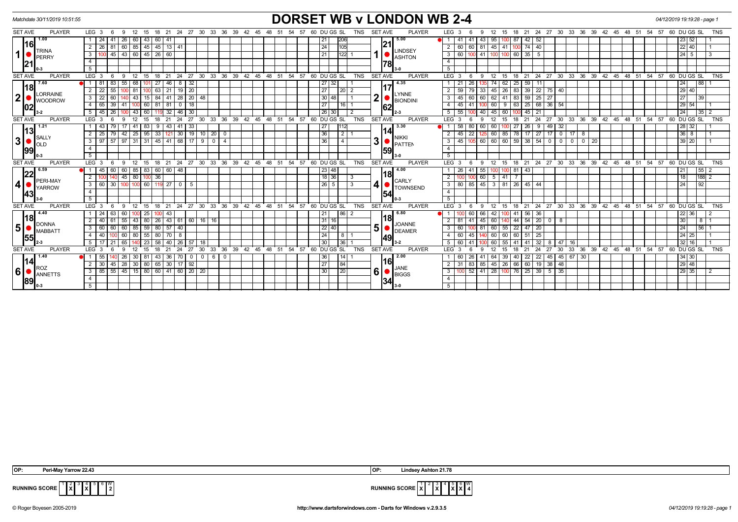Matchdate 30/11/2019 10:51:55

# DORSET WB v LONDON WB 2-4

04/12/2019 19:19:28 - page 1

## Set 1

**TRINA PERRY** (1.00, 16.21, 0-3) vs **LINDSEY ASHTON** (5.00, 21.78, 3-0)

| LEG | 3 | 6 | 9 | 12 | 15 | 18 | 21 | 24 | DU | GS | SL | TNS |
|---|---|---|---|---|---|---|---|---|---|---|---|---|
| 1 | 24 | 41 | 26 | 60 | 43 | 60 | 41 | | 21 | | 206 | |
| 2 | 26 | 81 | 60 | 85 | 45 | 45 | 13 | 41 | 24 | | 105 | |
| 3 | 100 | 45 | 43 | 60 | 45 | 26 | 60 | | 21 | | 122 | 1 |

| LEG | 3 | 6 | 9 | 12 | 15 | 18 | 21 | 24 | DU | GS | SL | TNS |
|---|---|---|---|---|---|---|---|---|---|---|---|---|
| 1 | 41 | 41 | 43 | 95 | 100 | 87 | 42 | 52 | 23 | 52 | | 1 |
| 2 | 60 | 60 | 81 | 45 | 41 | 100 | 74 | 40 | 22 | 40 | | 1 |
| 3 | 60 | 100 | 41 | 100 | 100 | 60 | 35 | 5 | 24 | 5 | | 3 |

## Set 2

**LORRAINE WOODROW** (7.60, 18.02, 3-2) vs **LYNNE BIONDINI** (4.35, 17.62, 2-3)

| LEG | 3 | 6 | 9 | 12 | 15 | 18 | 21 | 24 | 27 | 30 | DU | GS | SL | TNS |
|---|---|---|---|---|---|---|---|---|---|---|---|---|---|---|
| 1 | 81 | 83 | 55 | 68 | 101 | 27 | 46 | 8 | 32 | | 27 | 32 | | 1 |
| 2 | 22 | 55 | 100 | 81 | 100 | 63 | 21 | 19 | 20 | | 27 | | 20 | 2 |
| 3 | 22 | 60 | 140 | 43 | 15 | 84 | 41 | 28 | 20 | 48 | 30 | 48 | | 1 |
| 4 | 65 | 39 | 41 | 100 | 60 | 81 | 81 | 0 | 18 | | 27 | | 16 | 1 |
| 5 | 45 | 26 | 100 | 43 | 60 | 119 | 32 | 46 | 30 | | 26 | 30 | | 2 |

| LEG | 3 | 6 | 9 | 12 | 15 | 18 | 21 | 24 | 27 | 30 | DU | GS | SL | TNS |
|---|---|---|---|---|---|---|---|---|---|---|---|---|---|---|
| 1 | 21 | 26 | 135 | 74 | 62 | 25 | 59 | 11 | | | 24 | | 88 | 1 |
| 2 | 59 | 79 | 33 | 45 | 26 | 83 | 39 | 22 | 75 | 40 | 29 | 40 | | |
| 3 | 45 | 60 | 60 | 62 | 41 | 83 | 59 | 25 | 27 | | 27 | | 39 | |
| 4 | 45 | 41 | 100 | 60 | 9 | 63 | 25 | 68 | 36 | 54 | 29 | 54 | | 1 |
| 5 | 55 | 100 | 40 | 45 | 60 | 100 | 45 | 21 | | | 24 | | 35 | 2 |

## Set 3

**SALLY OLD** (1.21, 13.99, 0-3) vs **NIKKI PATTEN** (3.30, 14.59, 3-0)

| LEG | 3 | 6 | 9 | 12 | 15 | 18 | 21 | 24 | 27 | 30 | 33 | 36 | 39 | DU | GS | SL | TNS |
|---|---|---|---|---|---|---|---|---|---|---|---|---|---|---|---|---|---|
| 1 | 43 | 79 | 17 | 41 | 83 | 9 | 43 | 41 | 33 | | | | | 27 | | 112 | |
| 2 | 25 | 79 | 42 | 25 | 95 | 33 | 121 | 30 | 19 | 10 | 20 | 0 | | 36 | | 2 | 1 |
| 3 | 97 | 57 | 97 | 31 | 31 | 45 | 41 | 68 | 17 | 9 | 0 | 4 | | 36 | | 4 | |

| LEG | 3 | 6 | 9 | 12 | 15 | 18 | 21 | 24 | 27 | 30 | 33 | 36 | 39 | DU | GS | SL | TNS |
|---|---|---|---|---|---|---|---|---|---|---|---|---|---|---|---|---|---|
| 1 | 58 | 80 | 60 | 60 | 100 | 27 | 26 | 9 | 49 | 32 | | | | 28 | 32 | | 1 |
| 2 | 45 | 22 | 125 | 60 | 85 | 78 | 17 | 27 | 17 | 0 | 17 | 8 | | 36 | 8 | | 1 |
| 3 | 45 | 105 | 60 | 60 | 60 | 59 | 38 | 54 | 0 | 0 | 0 | 0 | 20 | 39 | 20 | | 1 |

## Set 4

**PERI-MAY YARROW** (6.59, 22.43, 3-0) vs **CARLY TOWNSEND** (4.00, 18.54, 0-3)

| LEG | 3 | 6 | 9 | 12 | 15 | 18 | 21 | 24 | 27 | DU | GS | SL | TNS |
|---|---|---|---|---|---|---|---|---|---|---|---|---|---|
| 1 | 45 | 60 | 60 | 85 | 83 | 60 | 60 | 48 | | 23 | 48 | | |
| 2 | 100 | 140 | 45 | 80 | 100 | 36 | | | | 18 | 36 | | 3 |
| 3 | 60 | 30 | 100 | 100 | 60 | 119 | 27 | 0 | 5 | 26 | 5 | | 3 |

| LEG | 3 | 6 | 9 | 12 | 15 | 18 | 21 | DU | GS | SL | TNS |
|---|---|---|---|---|---|---|---|---|---|---|---|
| 1 | 26 | 41 | 55 | 100 | 100 | 81 | 43 | 21 | | 55 | 2 |
| 2 | 100 | 100 | 60 | 5 | 41 | 7 | | 18 | | 188 | 2 |
| 3 | 80 | 85 | 45 | 3 | 81 | 26 | 45 | 44 | 24 | | 92 | |

## Set 5

**DONNA MABBATT** (4.40, 18.55, 2-3) vs **JOANNE DEAMER** (6.80, 18.49, 3-2)

| LEG | 3 | 6 | 9 | 12 | 15 | 18 | 21 | 24 | 27 | 30 | 33 | DU | GS | SL | TNS |
|---|---|---|---|---|---|---|---|---|---|---|---|---|---|---|---|
| 1 | 24 | 63 | 60 | 100 | 25 | 100 | 43 | | | | | 21 | | 86 | 2 |
| 2 | 40 | 61 | 55 | 43 | 80 | 26 | 43 | 61 | 60 | 16 | 16 | 31 | 16 | | |
| 3 | 60 | 60 | 60 | 85 | 59 | 80 | 57 | 40 | | | | 22 | 40 | | |
| 4 | 40 | 100 | 60 | 80 | 55 | 80 | 70 | 8 | | | | 24 | | 8 | 1 |
| 5 | 17 | 21 | 65 | 140 | 23 | 58 | 40 | 26 | 57 | 18 | | 30 | | 36 | 1 |

| LEG | 3 | 6 | 9 | 12 | 15 | 18 | 21 | 24 | 27 | 30 | DU | GS | SL | TNS |
|---|---|---|---|---|---|---|---|---|---|---|---|---|---|---|
| 1 | 100 | 60 | 66 | 42 | 100 | 41 | 56 | 36 | | | 22 | 36 | | 2 |
| 2 | 81 | 41 | 45 | 60 | 140 | 44 | 54 | 20 | 0 | 8 | 30 | | 8 | 1 |
| 3 | 60 | 100 | 81 | 60 | 55 | 22 | 47 | 20 | | | 24 | | 56 | 1 |
| 4 | 60 | 45 | 140 | 60 | 60 | 60 | 51 | 25 | | | 24 | 25 | | 1 |
| 5 | 60 | 41 | 100 | 60 | 55 | 41 | 41 | 32 | 8 | 47 | 16 | 32 | 16 | | 1 |

## Set 6

**ROZ ANNETTS** (1.40, 14.89, 0-3) vs **JANE BIGGS** (2.00, 16.34, 3-0)

| LEG | 3 | 6 | 9 | 12 | 15 | 18 | 21 | 24 | 27 | 30 | 33 | 36 | DU | GS | SL | TNS |
|---|---|---|---|---|---|---|---|---|---|---|---|---|---|---|---|---|
| 1 | 55 | 140 | 26 | 30 | 81 | 43 | 36 | 70 | 0 | 0 | 6 | 0 | 36 | | 14 | 1 |
| 2 | 30 | 45 | 28 | 30 | 80 | 65 | 30 | 17 | 92 | | | | 27 | | 84 | |
| 3 | 85 | 55 | 45 | 15 | 80 | 60 | 41 | 60 | 20 | 20 | | | 30 | | 20 | |

| LEG | 3 | 6 | 9 | 12 | 15 | 18 | 21 | 24 | 27 | 30 | 33 | 36 | DU | GS | SL | TNS |
|---|---|---|---|---|---|---|---|---|---|---|---|---|---|---|---|---|
| 1 | 60 | 26 | 41 | 64 | 39 | 40 | 22 | 22 | 45 | 45 | 67 | 30 | 34 | 30 | | |
| 2 | 31 | 83 | 85 | 45 | 26 | 66 | 60 | 19 | 38 | 48 | | | 29 | 48 | | |
| 3 | 100 | 52 | 41 | 28 | 100 | 76 | 25 | 39 | 5 | 35 | | | 29 | 35 | | 2 |

OP: Peri-May Yarrow 22.43

OP: Lindsey Ashton 21.78

RUNNING SCORE (Dorset WB): Sets 2, 4 won — W: 2

RUNNING SCORE (London WB): Sets 1, 3, 5, 6 won — W: 4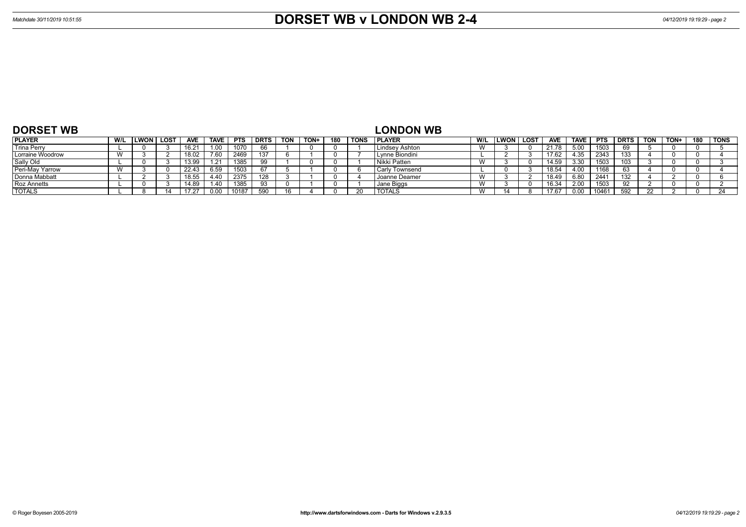# DORSET WB v LONDON WB 2-4

Matchdate 30/11/2019 10:51:55

## DORSET WB

| PLAYER | W/L | LWON | LOST | AVE | TAVE | PTS | DRTS | TON | TON+ | 180 | TONS |
|---|---|---|---|---|---|---|---|---|---|---|---|
| Trina Perry | L | 0 | 3 | 16.21 | 1.00 | 1070 | 66 | 1 | 0 | 0 | 1 |
| Lorraine Woodrow | W | 3 | 2 | 18.02 | 7.60 | 2469 | 137 | 6 | 1 | 0 | 7 |
| Sally Old | L | 0 | 3 | 13.99 | 1.21 | 1385 | 99 | 1 | 0 | 0 | 1 |
| Peri-May Yarrow | W | 3 | 0 | 22.43 | 6.59 | 1503 | 67 | 5 | 1 | 0 | 6 |
| Donna Mabbatt | L | 2 | 3 | 18.55 | 4.40 | 2375 | 128 | 3 | 1 | 0 | 4 |
| Roz Annetts | L | 0 | 3 | 14.89 | 1.40 | 1385 | 93 | 0 | 1 | 0 | 1 |
| TOTALS | L | 8 | 14 | 17.27 | 0.00 | 10187 | 590 | 16 | 4 | 0 | 20 |

## LONDON WB

| PLAYER | W/L | LWON | LOST | AVE | TAVE | PTS | DRTS | TON | TON+ | 180 | TONS |
|---|---|---|---|---|---|---|---|---|---|---|---|
| Lindsey Ashton | W | 3 | 0 | 21.78 | 5.00 | 1503 | 69 | 5 | 0 | 0 | 5 |
| Lynne Biondini | L | 2 | 3 | 17.62 | 4.35 | 2343 | 133 | 4 | 0 | 0 | 4 |
| Nikki Patten | W | 3 | 0 | 14.59 | 3.30 | 1503 | 103 | 3 | 0 | 0 | 3 |
| Carly Townsend | L | 0 | 3 | 18.54 | 4.00 | 1168 | 63 | 4 | 0 | 0 | 4 |
| Joanne Deamer | W | 3 | 2 | 18.49 | 6.80 | 2441 | 132 | 4 | 2 | 0 | 6 |
| Jane Biggs | W | 3 | 0 | 16.34 | 2.00 | 1503 | 92 | 2 | 0 | 0 | 2 |
| TOTALS | W | 14 | 8 | 17.67 | 0.00 | 10461 | 592 | 22 | 2 | 0 | 24 |

© Roger Boyesen 2005-2019 | http://www.dartsforwindows.com - Darts for Windows v.2.9.3.5